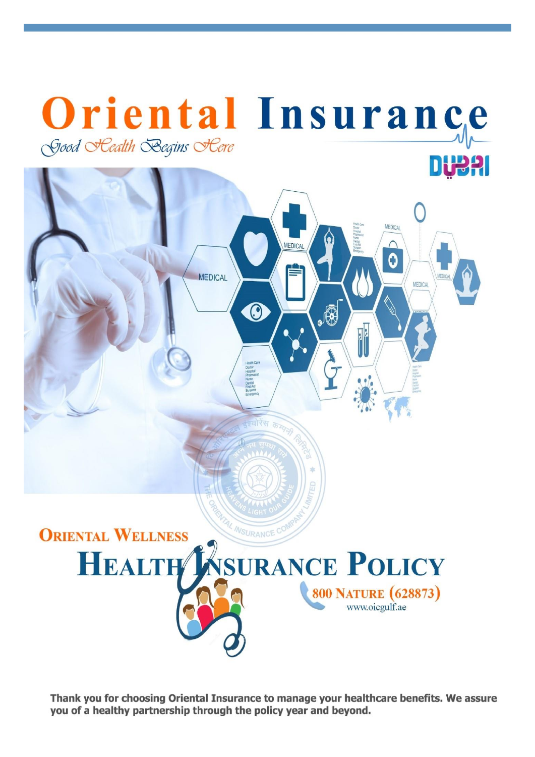# Oriental Insurance

*Good Health Begins Here*

DUBAI

## ORIENTAL WELLNESS

# HEALTH INSURANCE POLICY

800 NATURE (628873)

www.oicgulf.ae

**Thank you for choosing Oriental Insurance to manage your healthcare benefits. We assure you of a healthy partnership through the policy year and beyond.**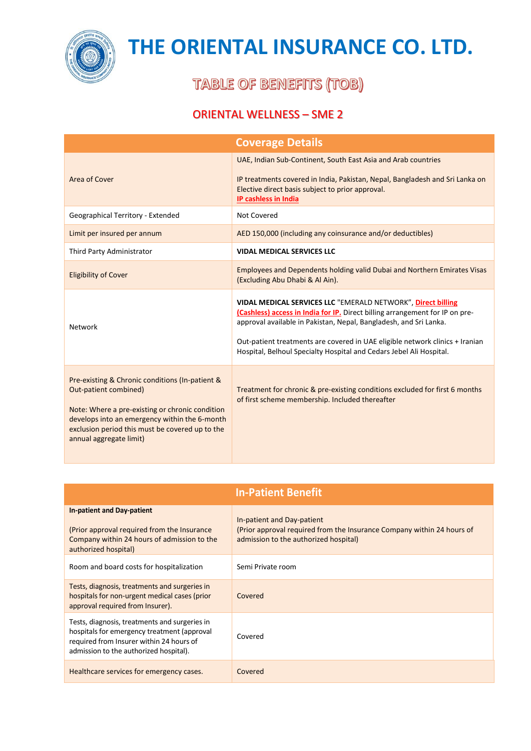# THE ORIENTAL INSURANCE CO. LTD.

## TABLE OF BENEFITS (TOB)

### ORIENTAL WELLNESS – SME 2

| Coverage Details | |
|---|---|
| Area of Cover | UAE, Indian Sub-Continent, South East Asia and Arab countries<br><br>IP treatments covered in India, Pakistan, Nepal, Bangladesh and Sri Lanka on Elective direct basis subject to prior approval.<br>**IP cashless in India** |
| Geographical Territory - Extended | Not Covered |
| Limit per insured per annum | AED 150,000 (including any coinsurance and/or deductibles) |
| Third Party Administrator | **VIDAL MEDICAL SERVICES LLC** |
| Eligibility of Cover | Employees and Dependents holding valid Dubai and Northern Emirates Visas (Excluding Abu Dhabi & Al Ain). |
| Network | **VIDAL MEDICAL SERVICES LLC** "EMERALD NETWORK", **Direct billing (Cashless) access in India for IP.** Direct billing arrangement for IP on pre-approval available in Pakistan, Nepal, Bangladesh, and Sri Lanka.<br><br>Out-patient treatments are covered in UAE eligible network clinics + Iranian Hospital, Belhoul Specialty Hospital and Cedars Jebel Ali Hospital. |
| Pre-existing & Chronic conditions (In-patient & Out-patient combined)<br><br>Note: Where a pre-existing or chronic condition develops into an emergency within the 6-month exclusion period this must be covered up to the annual aggregate limit) | Treatment for chronic & pre-existing conditions excluded for first 6 months of first scheme membership. Included thereafter |

| In-Patient Benefit | |
|---|---|
| **In-patient and Day-patient**<br><br>(Prior approval required from the Insurance Company within 24 hours of admission to the authorized hospital) | In-patient and Day-patient<br>(Prior approval required from the Insurance Company within 24 hours of admission to the authorized hospital) |
| Room and board costs for hospitalization | Semi Private room |
| Tests, diagnosis, treatments and surgeries in hospitals for non-urgent medical cases (prior approval required from Insurer). | Covered |
| Tests, diagnosis, treatments and surgeries in hospitals for emergency treatment (approval required from Insurer within 24 hours of admission to the authorized hospital). | Covered |
| Healthcare services for emergency cases. | Covered |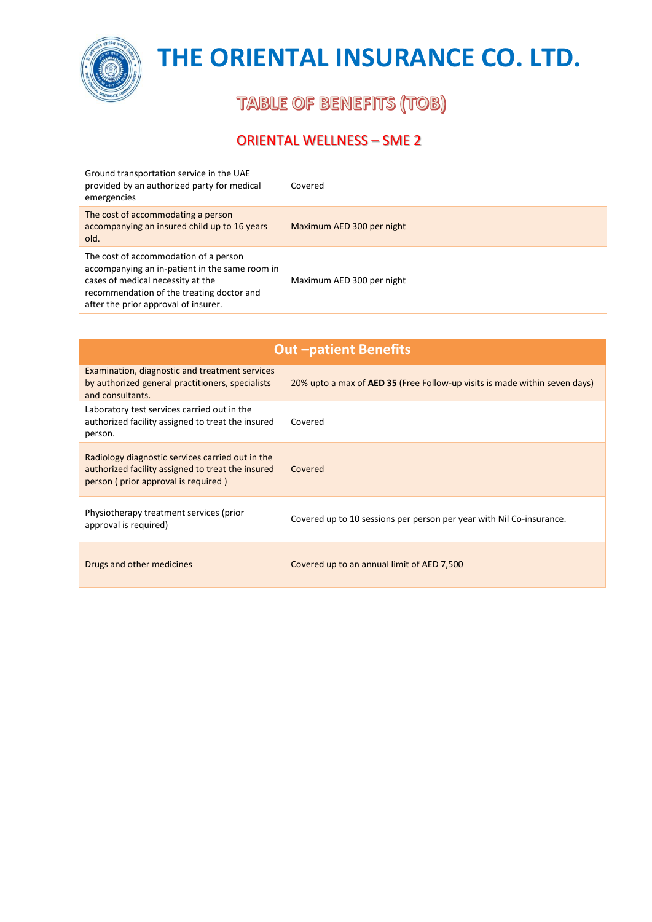# THE ORIENTAL INSURANCE CO. LTD.

## TABLE OF BENEFITS (TOB)

### ORIENTAL WELLNESS – SME 2

| | |
|---|---|
| Ground transportation service in the UAE provided by an authorized party for medical emergencies | Covered |
| The cost of accommodating a person accompanying an insured child up to 16 years old. | Maximum AED 300 per night |
| The cost of accommodation of a person accompanying an in-patient in the same room in cases of medical necessity at the recommendation of the treating doctor and after the prior approval of insurer. | Maximum AED 300 per night |

| Out –patient Benefits | |
|---|---|
| Examination, diagnostic and treatment services by authorized general practitioners, specialists and consultants. | 20% upto a max of **AED 35** (Free Follow-up visits is made within seven days) |
| Laboratory test services carried out in the authorized facility assigned to treat the insured person. | Covered |
| Radiology diagnostic services carried out in the authorized facility assigned to treat the insured person ( prior approval is required ) | Covered |
| Physiotherapy treatment services (prior approval is required) | Covered up to 10 sessions per person per year with Nil Co-insurance. |
| Drugs and other medicines | Covered up to an annual limit of AED 7,500 |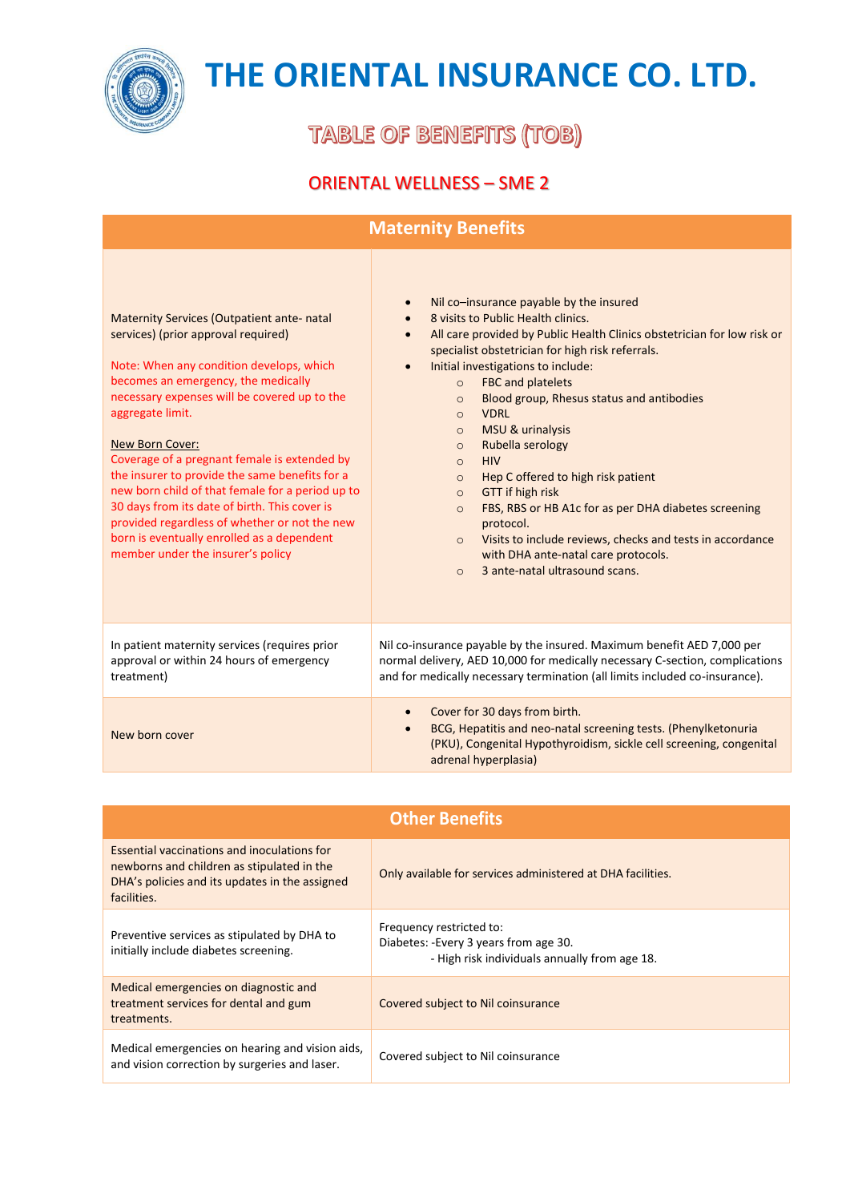# THE ORIENTAL INSURANCE CO. LTD.

## TABLE OF BENEFITS (TOB)

## ORIENTAL WELLNESS – SME 2

| Maternity Benefits | |
|---|---|
| Maternity Services (Outpatient ante- natal services) (prior approval required)<br><br>Note: When any condition develops, which becomes an emergency, the medically necessary expenses will be covered up to the aggregate limit.<br><br>New Born Cover:<br>Coverage of a pregnant female is extended by the insurer to provide the same benefits for a new born child of that female for a period up to 30 days from its date of birth. This cover is provided regardless of whether or not the new born is eventually enrolled as a dependent member under the insurer's policy | • Nil co–insurance payable by the insured<br>• 8 visits to Public Health clinics.<br>• All care provided by Public Health Clinics obstetrician for low risk or specialist obstetrician for high risk referrals.<br>• Initial investigations to include:<br>  ○ FBC and platelets<br>  ○ Blood group, Rhesus status and antibodies<br>  ○ VDRL<br>  ○ MSU & urinalysis<br>  ○ Rubella serology<br>  ○ HIV<br>  ○ Hep C offered to high risk patient<br>  ○ GTT if high risk<br>  ○ FBS, RBS or HB A1c for as per DHA diabetes screening protocol.<br>  ○ Visits to include reviews, checks and tests in accordance with DHA ante-natal care protocols.<br>  ○ 3 ante-natal ultrasound scans. |
| In patient maternity services (requires prior approval or within 24 hours of emergency treatment) | Nil co-insurance payable by the insured. Maximum benefit AED 7,000 per normal delivery, AED 10,000 for medically necessary C-section, complications and for medically necessary termination (all limits included co-insurance). |
| New born cover | • Cover for 30 days from birth.<br>• BCG, Hepatitis and neo-natal screening tests. (Phenylketonuria (PKU), Congenital Hypothyroidism, sickle cell screening, congenital adrenal hyperplasia) |

| Other Benefits | |
|---|---|
| Essential vaccinations and inoculations for newborns and children as stipulated in the DHA's policies and its updates in the assigned facilities. | Only available for services administered at DHA facilities. |
| Preventive services as stipulated by DHA to initially include diabetes screening. | Frequency restricted to:<br>Diabetes: -Every 3 years from age 30.<br>- High risk individuals annually from age 18. |
| Medical emergencies on diagnostic and treatment services for dental and gum treatments. | Covered subject to Nil coinsurance |
| Medical emergencies on hearing and vision aids, and vision correction by surgeries and laser. | Covered subject to Nil coinsurance |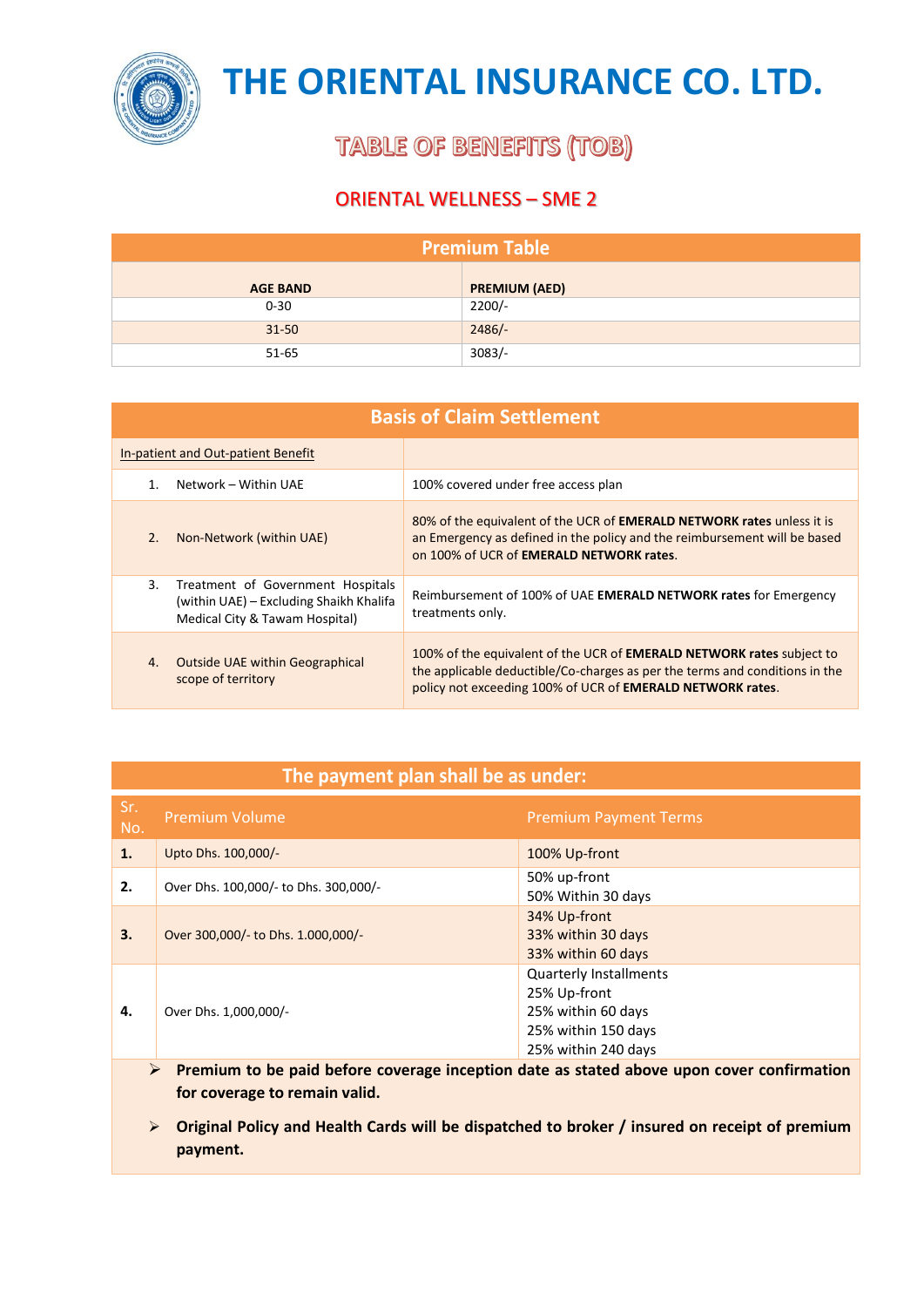# THE ORIENTAL INSURANCE CO. LTD.

## TABLE OF BENEFITS (TOB)

## ORIENTAL WELLNESS – SME 2

**Premium Table**

| AGE BAND | PREMIUM (AED) |
|---|---|
| 0-30 | 2200/- |
| 31-50 | 2486/- |
| 51-65 | 3083/- |

**Basis of Claim Settlement**

| In-patient and Out-patient Benefit | |
|---|---|
| 1. Network – Within UAE | 100% covered under free access plan |
| 2. Non-Network (within UAE) | 80% of the equivalent of the UCR of **EMERALD NETWORK rates** unless it is an Emergency as defined in the policy and the reimbursement will be based on 100% of UCR of **EMERALD NETWORK rates**. |
| 3. Treatment of Government Hospitals (within UAE) – Excluding Shaikh Khalifa Medical City & Tawam Hospital) | Reimbursement of 100% of UAE **EMERALD NETWORK rates** for Emergency treatments only. |
| 4. Outside UAE within Geographical scope of territory | 100% of the equivalent of the UCR of **EMERALD NETWORK rates** subject to the applicable deductible/Co-charges as per the terms and conditions in the policy not exceeding 100% of UCR of **EMERALD NETWORK rates**. |

**The payment plan shall be as under:**

| Sr. No. | Premium Volume | Premium Payment Terms |
|---|---|---|
| **1.** | Upto Dhs. 100,000/- | 100% Up-front |
| **2.** | Over Dhs. 100,000/- to Dhs. 300,000/- | 50% up-front<br>50% Within 30 days |
| **3.** | Over 300,000/- to Dhs. 1.000,000/- | 34% Up-front<br>33% within 30 days<br>33% within 60 days |
| **4.** | Over Dhs. 1,000,000/- | Quarterly Installments<br>25% Up-front<br>25% within 60 days<br>25% within 150 days<br>25% within 240 days |

- **Premium to be paid before coverage inception date as stated above upon cover confirmation for coverage to remain valid.**
- **Original Policy and Health Cards will be dispatched to broker / insured on receipt of premium payment.**